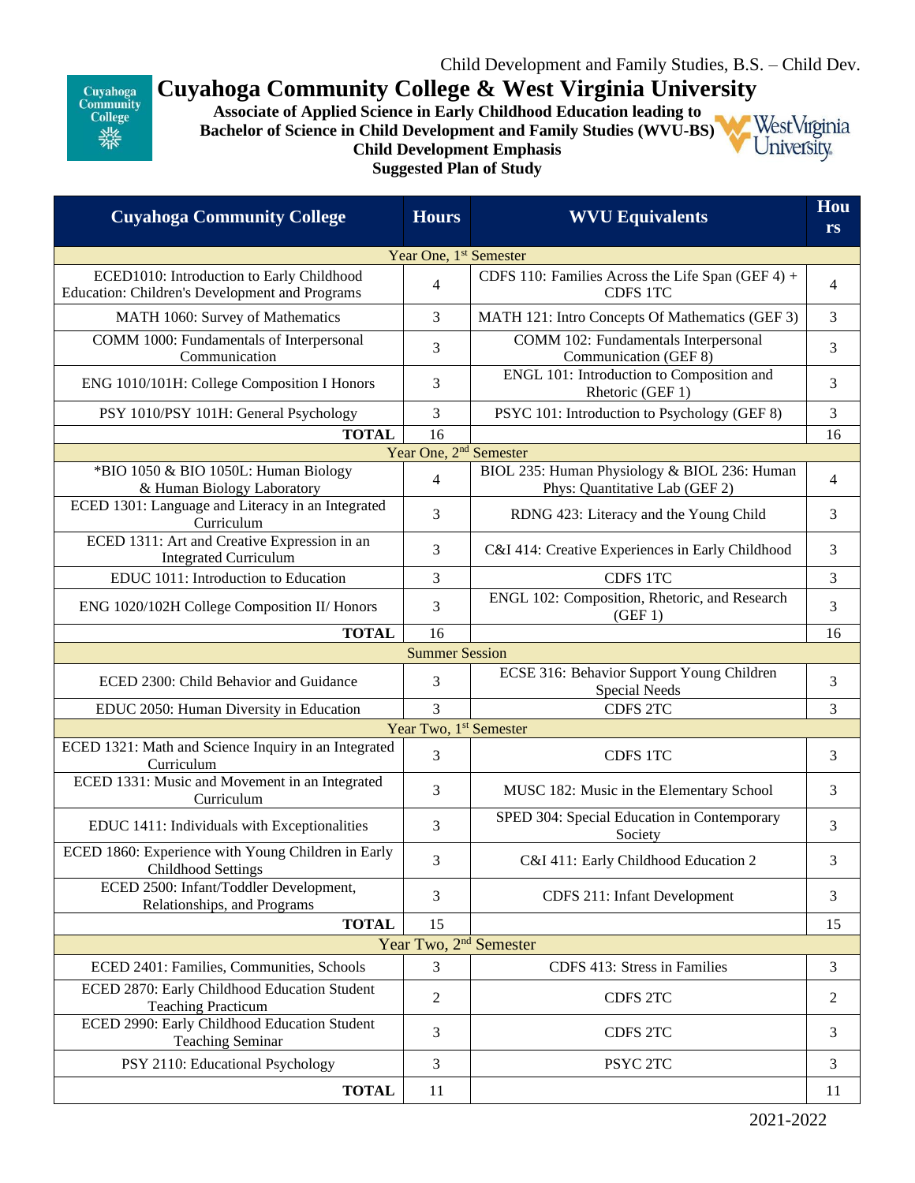Child Development and Family Studies, B.S. – Child Dev.

# Cuyahoga Community College & West Virginia University

**Associate of Applied Science in Early Childhood Education leading to**
**Bachelor of Science in Child Development and Family Studies (WVU-BS)**
**Child Development Emphasis**
**Suggested Plan of Study**

| Cuyahoga Community College | Hours | WVU Equivalents | Hours |
|---|---|---|---|
| Year One, 1st Semester | | | |
| ECED1010: Introduction to Early Childhood Education: Children's Development and Programs | 4 | CDFS 110: Families Across the Life Span (GEF 4) + CDFS 1TC | 4 |
| MATH 1060: Survey of Mathematics | 3 | MATH 121: Intro Concepts Of Mathematics (GEF 3) | 3 |
| COMM 1000: Fundamentals of Interpersonal Communication | 3 | COMM 102: Fundamentals Interpersonal Communication (GEF 8) | 3 |
| ENG 1010/101H: College Composition I Honors | 3 | ENGL 101: Introduction to Composition and Rhetoric (GEF 1) | 3 |
| PSY 1010/PSY 101H: General Psychology | 3 | PSYC 101: Introduction to Psychology (GEF 8) | 3 |
| **TOTAL** | 16 | | 16 |
| Year One, 2nd Semester | | | |
| *BIO 1050 & BIO 1050L: Human Biology & Human Biology Laboratory | 4 | BIOL 235: Human Physiology & BIOL 236: Human Phys: Quantitative Lab (GEF 2) | 4 |
| ECED 1301: Language and Literacy in an Integrated Curriculum | 3 | RDNG 423: Literacy and the Young Child | 3 |
| ECED 1311: Art and Creative Expression in an Integrated Curriculum | 3 | C&I 414: Creative Experiences in Early Childhood | 3 |
| EDUC 1011: Introduction to Education | 3 | CDFS 1TC | 3 |
| ENG 1020/102H College Composition II/ Honors | 3 | ENGL 102: Composition, Rhetoric, and Research (GEF 1) | 3 |
| **TOTAL** | 16 | | 16 |
| Summer Session | | | |
| ECED 2300: Child Behavior and Guidance | 3 | ECSE 316: Behavior Support Young Children Special Needs | 3 |
| EDUC 2050: Human Diversity in Education | 3 | CDFS 2TC | 3 |
| Year Two, 1st Semester | | | |
| ECED 1321: Math and Science Inquiry in an Integrated Curriculum | 3 | CDFS 1TC | 3 |
| ECED 1331: Music and Movement in an Integrated Curriculum | 3 | MUSC 182: Music in the Elementary School | 3 |
| EDUC 1411: Individuals with Exceptionalities | 3 | SPED 304: Special Education in Contemporary Society | 3 |
| ECED 1860: Experience with Young Children in Early Childhood Settings | 3 | C&I 411: Early Childhood Education 2 | 3 |
| ECED 2500: Infant/Toddler Development, Relationships, and Programs | 3 | CDFS 211: Infant Development | 3 |
| **TOTAL** | 15 | | 15 |
| Year Two, 2nd Semester | | | |
| ECED 2401: Families, Communities, Schools | 3 | CDFS 413: Stress in Families | 3 |
| ECED 2870: Early Childhood Education Student Teaching Practicum | 2 | CDFS 2TC | 2 |
| ECED 2990: Early Childhood Education Student Teaching Seminar | 3 | CDFS 2TC | 3 |
| PSY 2110: Educational Psychology | 3 | PSYC 2TC | 3 |
| **TOTAL** | 11 | | 11 |

2021-2022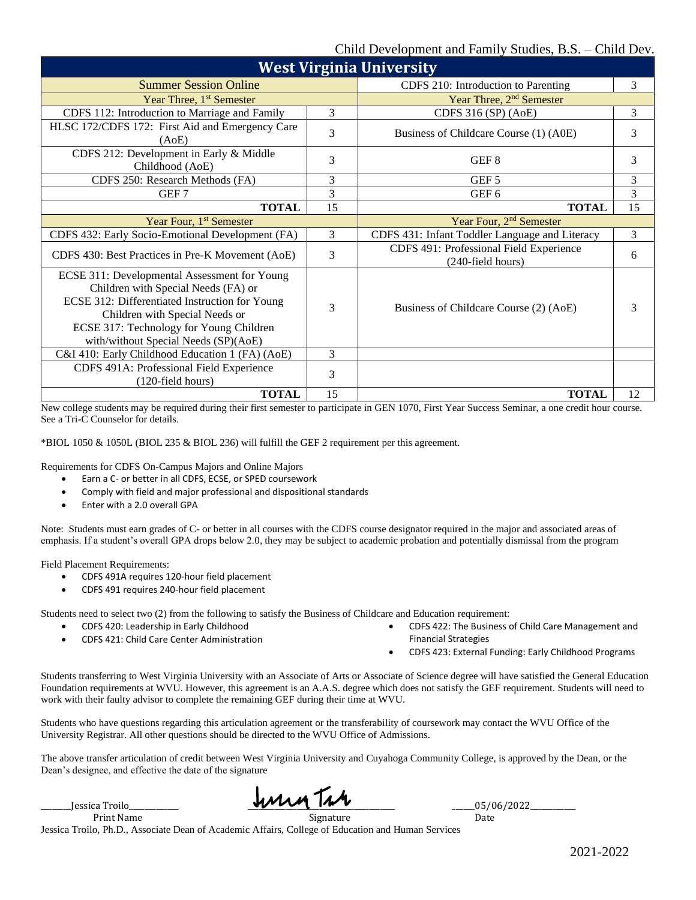Child Development and Family Studies, B.S. – Child Dev.

| West Virginia University | | | |
|---|---|---|---|
| Summer Session Online | | CDFS 210: Introduction to Parenting | 3 |
| Year Three, 1st Semester | | Year Three, 2nd Semester | |
| CDFS 112: Introduction to Marriage and Family | 3 | CDFS 316 (SP) (AoE) | 3 |
| HLSC 172/CDFS 172: First Aid and Emergency Care (AoE) | 3 | Business of Childcare Course (1) (A0E) | 3 |
| CDFS 212: Development in Early & Middle Childhood (AoE) | 3 | GEF 8 | 3 |
| CDFS 250: Research Methods (FA) | 3 | GEF 5 | 3 |
| GEF 7 | 3 | GEF 6 | 3 |
| **TOTAL** | 15 | **TOTAL** | 15 |
| Year Four, 1st Semester | | Year Four, 2nd Semester | |
| CDFS 432: Early Socio-Emotional Development (FA) | 3 | CDFS 431: Infant Toddler Language and Literacy | 3 |
| CDFS 430: Best Practices in Pre-K Movement (AoE) | 3 | CDFS 491: Professional Field Experience (240-field hours) | 6 |
| ECSE 311: Developmental Assessment for Young Children with Special Needs (FA) or ECSE 312: Differentiated Instruction for Young Children with Special Needs or ECSE 317: Technology for Young Children with/without Special Needs (SP)(AoE) | 3 | Business of Childcare Course (2) (AoE) | 3 |
| C&I 410: Early Childhood Education 1 (FA) (AoE) | 3 | | |
| CDFS 491A: Professional Field Experience (120-field hours) | 3 | | |
| **TOTAL** | 15 | **TOTAL** | 12 |

New college students may be required during their first semester to participate in GEN 1070, First Year Success Seminar, a one credit hour course. See a Tri-C Counselor for details.

*BIOL 1050 & 1050L (BIOL 235 & BIOL 236) will fulfill the GEF 2 requirement per this agreement.

Requirements for CDFS On-Campus Majors and Online Majors

- Earn a C- or better in all CDFS, ECSE, or SPED coursework
- Comply with field and major professional and dispositional standards
- Enter with a 2.0 overall GPA

Note: Students must earn grades of C- or better in all courses with the CDFS course designator required in the major and associated areas of emphasis. If a student's overall GPA drops below 2.0, they may be subject to academic probation and potentially dismissal from the program

Field Placement Requirements:

- CDFS 491A requires 120-hour field placement
- CDFS 491 requires 240-hour field placement

Students need to select two (2) from the following to satisfy the Business of Childcare and Education requirement:

- CDFS 420: Leadership in Early Childhood
- CDFS 421: Child Care Center Administration
- CDFS 422: The Business of Child Care Management and Financial Strategies
- CDFS 423: External Funding: Early Childhood Programs

Students transferring to West Virginia University with an Associate of Arts or Associate of Science degree will have satisfied the General Education Foundation requirements at WVU. However, this agreement is an A.A.S. degree which does not satisfy the GEF requirement. Students will need to work with their faulty advisor to complete the remaining GEF during their time at WVU.

Students who have questions regarding this articulation agreement or the transferability of coursework may contact the WVU Office of the University Registrar. All other questions should be directed to the WVU Office of Admissions.

The above transfer articulation of credit between West Virginia University and Cuyahoga Community College, is approved by the Dean, or the Dean's designee, and effective the date of the signature

______Jessica Troilo__________ &nbsp;&nbsp;&nbsp; ______________________ &nbsp;&nbsp;&nbsp; _____05/06/2022_________

Print Name &nbsp;&nbsp;&nbsp; Signature &nbsp;&nbsp;&nbsp; Date

Jessica Troilo, Ph.D., Associate Dean of Academic Affairs, College of Education and Human Services

2021-2022